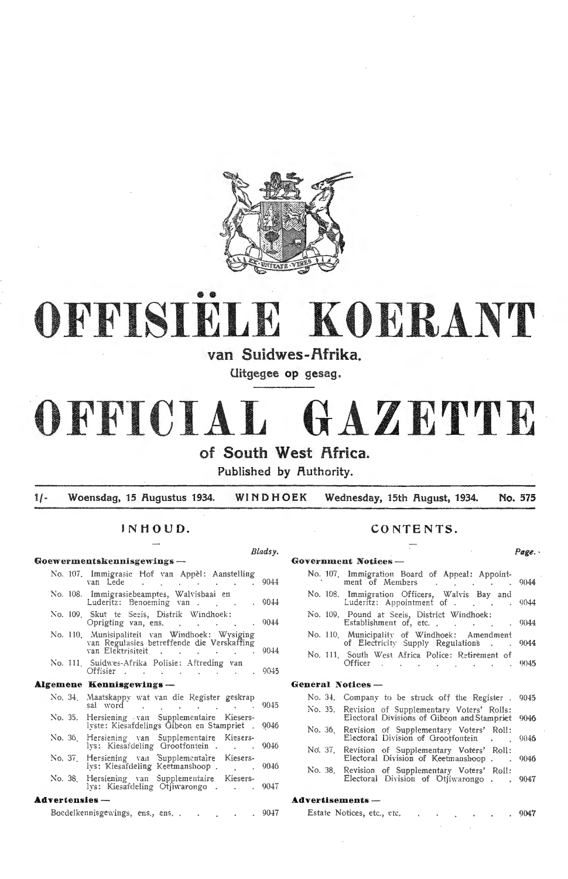# OFFISIËLE KOERANT

**van Suidwes-Afrika.**

Uitgegee op gesag.

# OFFICIAL GAZETTE

**of South West Africa.**

Published by Authority.

1/- Woensdag, 15 Augustus 1934. WINDHOEK Wednesday, 15th August, 1934. No. 575

## INHOUD.

| | Bladsy. |
|---|---|
| **Goewermentskennisgewings —** | |
| No. 107. Immigrasie Hof van Appèl: Aanstelling van Lede | 9044 |
| No. 108. Immigrasiebeamptes, Walvisbaai en Luderitz: Benoeming van | 9044 |
| No. 109. Skut te Seeis, Distrik Windhoek: Oprigting van, ens. | 9044 |
| No. 110. Munisipaliteit van Windhoek: Wysiging van Regulasies betreffende die Verskaffing van Elektrisiteit | 9044 |
| No. 111. Suidwes-Afrika Polisie: Aftreding van Offisier | 9045 |
| **Algemene Kennisgewings —** | |
| No. 34. Maatskappy wat van die Register geskrap sal word | 9045 |
| No. 35. Hersiening van Supplementaire Kieserslyste: Kiesafdelings Gibeon en Stampriet | 9046 |
| No. 36. Hersiening van Supplementaire Kieserslys: Kiesafdeling Grootfontein | 9046 |
| No. 37. Hersiening van Supplementaire Kieserslys: Kiesafdeling Keetmanshoop | 9046 |
| No. 38. Hersiening van Supplementaire Kieserslys: Kiesafdeling Otjiwarongo | 9047 |
| **Advertensies —** | |
| Boedelkennisgewings, ens., ens. | 9047 |

## CONTENTS.

| | Page. |
|---|---|
| **Government Notices —** | |
| No. 107. Immigration Board of Appeal: Appointment of Members | 9044 |
| No. 108. Immigration Officers, Walvis Bay and Luderitz: Appointment of | 9044 |
| No. 109. Pound at Seeis, District Windhoek: Establishment of, etc. | 9044 |
| No. 110. Municipality of Windhoek: Amendment of Electricity Supply Regulations | 9044 |
| No. 111. South West Africa Police: Retirement of Officer | 9045 |
| **General Notices —** | |
| No. 34. Company to be struck off the Register | 9045 |
| No. 35. Revision of Supplementary Voters' Rolls: Electoral Divisions of Gibeon and Stampriet | 9046 |
| No. 36. Revision of Supplementary Voters' Roll: Electoral Division of Grootfontein | 9046 |
| No. 37. Revision of Supplementary Voters' Roll: Electoral Division of Keetmanshoop | 9046 |
| No. 38. Revision of Supplementary Voters' Roll: Electoral Division of Otjiwarongo | 9047 |
| **Advertisements —** | |
| Estate Notices, etc., etc. | 9047 |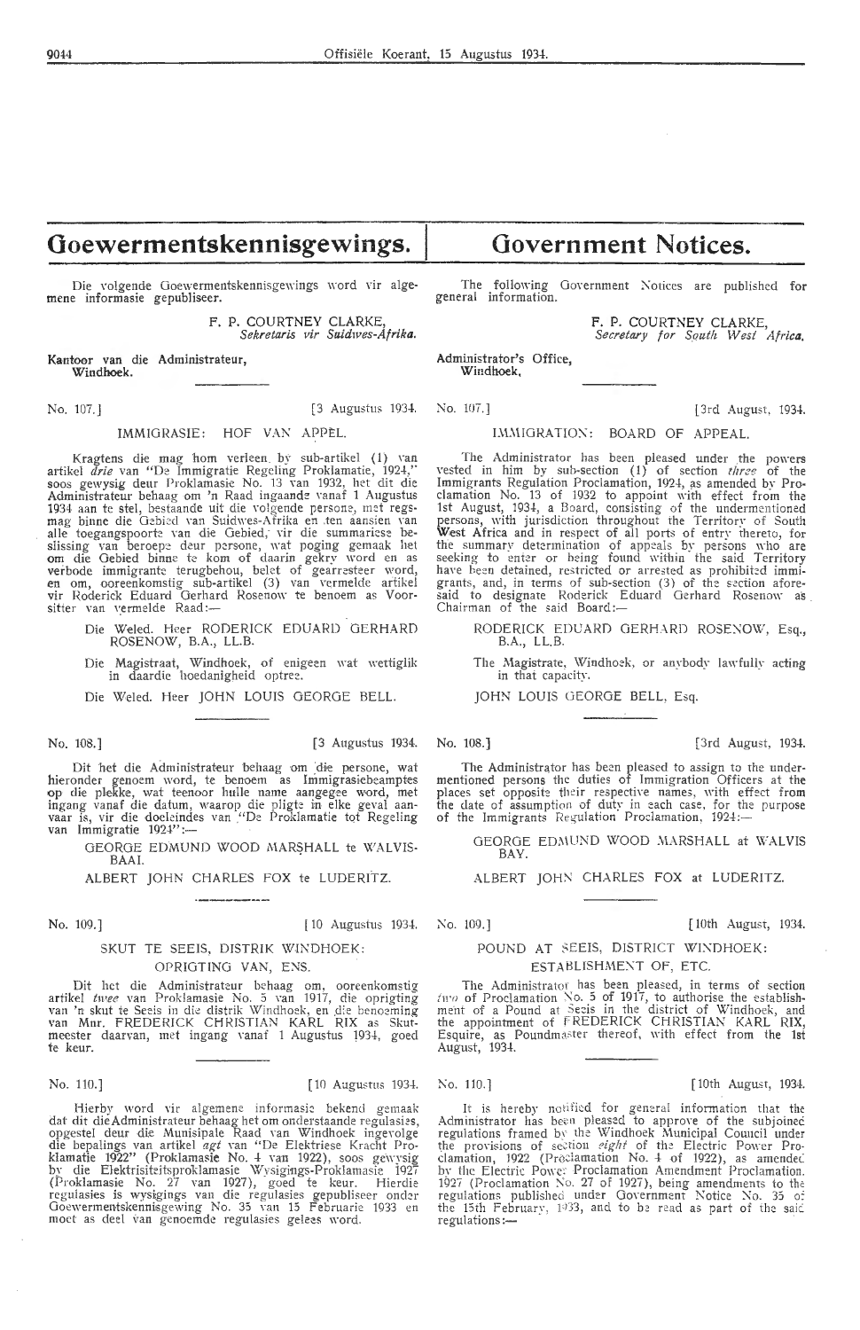# Goewermentskennisgewings.

Die volgende Goewermentskennisgewings word vir algemene informasie gepubliseer.

F. P. COURTNEY CLARKE,
*Sekretaris vir Suidwes-Afrika.*

**Kantoor van die Administrateur, Windhoek.**

No. 107.] [3 Augustus 1934.

IMMIGRASIE: HOF VAN APPEL.

Kragtens die mag hom verleen by sub-artikel (1) van artikel *drie* van "De Immigratie Regeling Proklamatie, 1924," soos gewysig deur Proklamasie No. 13 van 1932, het dit die Administrateur behaag om 'n Raad ingaande vanaf 1 Augustus 1934 aan te stel, bestaande uit die volgende persone, met regsmag binne die Gebied van Suidwes-Afrika en ten aansien van alle toegangspoorte van die Gebied, vir die summariese beslissing van beroepe deur persone, wat poging gemaak het om die Gebied binne te kom of daarin gekry word en as verbode immigrante terugbehou, belet of gearresteer word, en om, ooreenkomstig sub-artikel (3) van vermelde artikel vir Roderick Eduard Gerhard Rosenow te benoem as Voorsitter van vermelde Raad:—

Die Weled. Heer RODERICK EDUARD GERHARD ROSENOW, B.A., LL.B.

Die Magistraat, Windhoek, of enigeen wat wettiglik in daardie hoedanigheid optree.

Die Weled. Heer JOHN LOUIS GEORGE BELL.

No. 108.] [3 Augustus 1934.

Dit het die Administrateur behaag om die persone, wat hieronder genoem word, te benoem as Immigrasiebeamptes op die plekke, wat teenoor hulle name aangegee word, met ingang vanaf die datum, waarop die pligte in elke geval aanvaar is, vir die doeleindes van "De Proklamatie tot Regeling van Immigratie 1924":—

GEORGE EDMUND WOOD MARSHALL te WALVISBAAI.

ALBERT JOHN CHARLES FOX te LUDERITZ.

No. 109.] [10 Augustus 1934.

SKUT TE SEEIS, DISTRIK WINDHOEK: OPRIGTING VAN, ENS.

Dit het die Administrateur behaag om, ooreenkomstig artikel *twee* van Proklamasie No. 5 van 1917, die oprigting van 'n skut te Seeis in die distrik Windhoek, en die benoeming van Mnr. FREDERICK CHRISTIAN KARL RIX as Skutmeester daarvan, met ingang vanaf 1 Augustus 1934, goed te keur.

No. 110.] [10 Augustus 1934.

Hierby word vir algemene informasie bekend gemaak dat dit die Administrateur behaag het om onderstaande regulasies, opgestel deur die Munisipale Raad van Windhoek ingevolge die bepalings van artikel *agt* van "De Elektriese Kracht Proklamatie 1922" (Proklamasie No. 4 van 1922), soos gewysig by die Elektrisiteitsproklamasie Wysigings-Proklamasie 1927 (Proklamasie No. 27 van 1927), goed te keur. Hierdie regulasies is wysigings van die regulasies gepubliseer onder Goewermentskennisgewing No. 35 van 15 Februarie 1933 en moet as deel van genoemde regulasies gelees word.

# Government Notices.

The following Government Notices are published for general information.

F. P. COURTNEY CLARKE,
*Secretary for South West Africa.*

**Administrator's Office, Windhoek,**

No. 107.] [3rd August, 1934.

IMMIGRATION: BOARD OF APPEAL.

The Administrator has been pleased under the powers vested in him by sub-section (1) of section *three* of the Immigrants Regulation Proclamation, 1924, as amended by Proclamation No. 13 of 1932 to appoint with effect from the 1st August, 1934, a Board, consisting of the undermentioned persons, with jurisdiction throughout the Territory of South West Africa and in respect of all ports of entry thereto, for the summary determination of appeals by persons who are seeking to enter or being found within the said Territory have been detained, restricted or arrested as prohibited immigrants, and, in terms of sub-section (3) of the section aforesaid to designate Roderick Eduard Gerhard Rosenow as Chairman of the said Board:—

RODERICK EDUARD GERHARD ROSENOW, Esq., B.A., LL.B.

The Magistrate, Windhoek, or anybody lawfully acting in that capacity.

JOHN LOUIS GEORGE BELL, Esq.

No. 108.] [3rd August, 1934.

The Administrator has been pleased to assign to the undermentioned persons the duties of Immigration Officers at the places set opposite their respective names, with effect from the date of assumption of duty in each case, for the purpose of the Immigrants Regulation Proclamation, 1924:—

GEORGE EDMUND WOOD MARSHALL at WALVIS BAY.

ALBERT JOHN CHARLES FOX at LUDERITZ.

No. 109.] [10th August, 1934.

POUND AT SEEIS, DISTRICT WINDHOEK: ESTABLISHMENT OF, ETC.

The Administrator has been pleased, in terms of section *two* of Proclamation No. 5 of 1917, to authorise the establishment of a Pound at Seeis in the district of Windhoek, and the appointment of FREDERICK CHRISTIAN KARL RIX, Esquire, as Poundmaster thereof, with effect from the 1st August, 1934.

No. 110.] [10th August, 1934.

It is hereby notified for general information that the Administrator has been pleased to approve of the subjoined regulations framed by the Windhoek Municipal Council under the provisions of section *eight* of the Electric Power Proclamation, 1922 (Proclamation No. 4 of 1922), as amended by the Electric Power Proclamation Amendment Proclamation, 1927 (Proclamation No. 27 of 1927), being amendments to the regulations published under Government Notice No. 35 of the 15th February, 1933, and to be read as part of the said regulations:—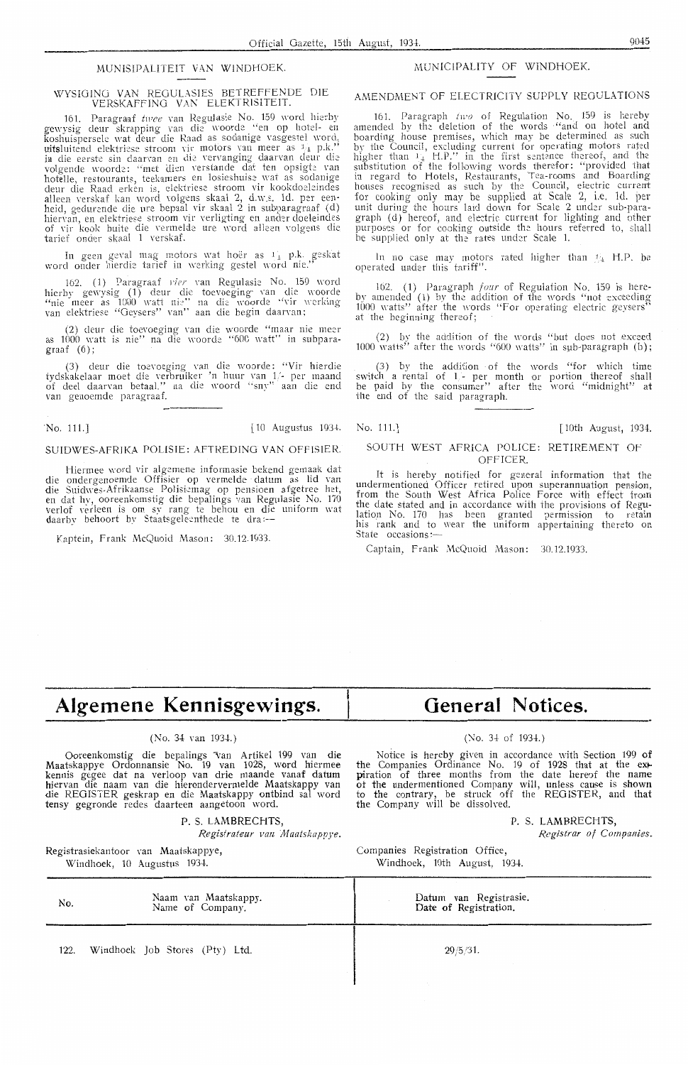## MUNISIPALITEIT VAN WINDHOEK.

### WYSIGING VAN REGULASIES BETREFFENDE DIE VERSKAFFING VAN ELEKTRISITEIT.

161. Paragraaf *twee* van Regulasie No. 159 word hierby gewysig deur skrapping van die woorde "en op hotel- en koshuispersele wat deur die Raad as sodanige vasgestel word, uitsluitend elektriese stroom vir motors van meer as 1¼ p.k." in die eerste sin daarvan en die vervanging daarvan deur die volgende woorde: "met dien verstande dat ten opsigte van hotelle, restourants, teekamers en losieshuise wat as sodanige deur die Raad erken is, elektriese stroom vir kookdoeleindes alleen verskaf kan word volgens skaal 2, d.w.s. 1d. per eenheid, gedurende die ure bepaal vir skaal 2 in subparagraaf (d) hiervan, en elektriese stroom vir verligting en ander doeleindes of vir kook buite die vermelde ure word alleen volgens die tarief onder skaal 1 verskaf.

In geen geval mag motors wat hoër as 1¼ p.k. geskat word onder hierdie tarief in werking gestel word nie."

162. (1) Paragraaf *vier* van Regulasie No. 159 word hierby gewysig (1) deur die toevoeging van die woorde "nie meer as 1000 watt nie" na die woorde "vir werking van elektriese "Geysers" van" aan die begin daarvan;

(2) deur die toevoeging van die woorde "maar nie meer as 1000 watt is nie" na die woorde "600 watt" in subparagraaf (6);

(3) deur die toevoeging van die woorde: "Vir hierdie tydskakelaar moet die verbruiker 'n huur van 1/- per maand of deel daarvan betaal." na die woord "sny" aan die end van genoemde paragraaf.

---

No. 111.] [10 Augustus 1934.

### SUIDWES-AFRIKA POLISIE: AFTREDING VAN OFFISIER.

Hiermee word vir algemene informasie bekend gemaak dat die ondergenoemde Offisier op vermelde datum as lid van die Suidwes-Afrikaanse Polisiemag op pensioen afgetree het, en dat hy, ooreenkomstig die bepalings van Regulasie No. 170 verlof verleen is om sy rang te behou en die uniform wat daarby behoort by Staatsgeleenthede te dra:—

Kaptein, Frank McQuoid Mason: 30.12.1933.

## MUNICIPALITY OF WINDHOEK.

### AMENDMENT OF ELECTRICITY SUPPLY REGULATIONS

161. Paragraph *two* of Regulation No. 159 is hereby amended by the deletion of the words "and on hotel and boarding house premises, which may be determined as such by the Council, excluding current for operating motors rated higher than 1¼ H.P." in the first sentence thereof, and the substitution of the following words therefor: "provided that in regard to Hotels, Restaurants, Tea-rooms and Boarding houses recognised as such by the Council, electric current for cooking only may be supplied at Scale 2, i.e. 1d. per unit during the hours laid down for Scale 2 under sub-paragraph (d) hereof, and electric current for lighting and other purposes or for cooking outside the hours referred to, shall be supplied only at the rates under Scale 1.

In no case may motors rated higher than 1¼ H.P. be operated under this tariff".

162. (1) Paragraph *four* of Regulation No. 159 is hereby amended (1) by the addition of the words "not exceeding 1000 watts" after the words "For operating electric geysers" at the beginning thereof;

(2) by the addition of the words "but does not exceed 1000 watts" after the words "600 watts" in sub-paragraph (b);

(3) by the addition of the words "for which time switch a rental of 1/- per month or portion thereof shall be paid by the consumer" after the word "midnight" at the end of the said paragraph.

---

No. 111.] [10th August, 1934.

### SOUTH WEST AFRICA POLICE: RETIREMENT OF OFFICER.

It is hereby notified for general information that the undermentioned Officer retired upon superannuation pension, from the South West Africa Police Force with effect from the date stated and in accordance with the provisions of Regulation No. 170 has been granted permission to retain his rank and to wear the uniform appertaining thereto on State occasions:—

Captain, Frank McQuoid Mason: 30.12.1933.

---

# Algemene Kennisgewings.

(No. 34 van 1934.)

Ooreenkomstig die bepalings van Artikel 199 van die Maatskappye Ordonnansie No. 19 van 1928, word hiermee kennis gegee dat na verloop van drie maande vanaf datum hiervan die naam van die hierondervermelde Maatskappy van die REGISTER geskrap en die Maatskappy ontbind sal word tensy gegronde redes daarteen aangetoon word.

P. S. LAMBRECHTS,
*Registrateur van Maatskappye.*

Registrasiekantoor van Maatskappye,
Windhoek, 10 Augustus 1934.

# General Notices.

(No. 34 of 1934.)

Notice is hereby given in accordance with Section 199 of the Companies Ordinance No. 19 of 1928 that at the expiration of three months from the date hereof the name of the undermentioned Company will, unless cause is shown to the contrary, be struck off the REGISTER, and that the Company will be dissolved.

P. S. LAMBRECHTS,
*Registrar of Companies.*

Companies Registration Office,
Windhoek, 10th August, 1934.

| No. | Naam van Maatskappy. Name of Company. | Datum van Registrasie. Date of Registration. |
|---|---|---|
| 122. | Windhoek Job Stores (Pty) Ltd. | 29/5/31. |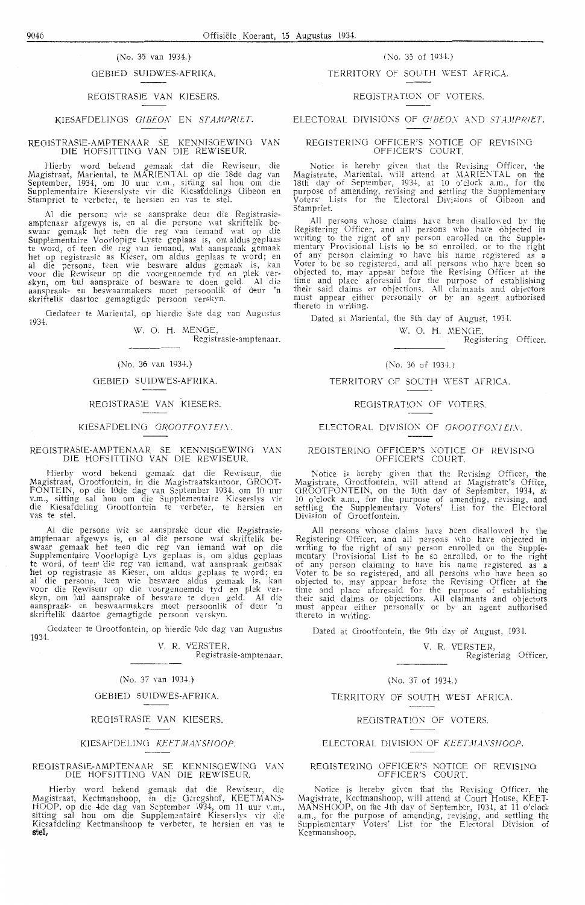(No. 35 van 1934.)

GEBIED SUIDWES-AFRIKA.

REGISTRASIE VAN KIESERS.

KIESAFDELINGS *GIBEON* EN *STAMPRIET*.

REGISTRASIE-AMPTENAAR SE KENNISGEWING VAN DIE HOFSITTING VAN DIE REWISEUR.

Hierby word bekend gemaak dat die Rewiseur, die Magistraat, Mariental, te MARIENTAL op die 18de dag van September, 1934, om 10 uur v.m., sitting sal hou om die Supplementaire Kieserslyste vir die Kiesafdelings Gibeon en Stampriet te verbeter, te hersien en vas te stel.

Al die persone wie se aansprake deur die Registrasie-amptenaar afgewys is, en al die persone wat skriftelik beswaar gemaak het teen die reg van iemand wat op die Supplementaire Voorlopige Lyste geplaas is, om aldus geplaas te word, of teen die reg van iemand, wat aanspraak gemaak het op registrasie as Kieser, om aldus geplaas te word; en al die persone, teen wie besware aldus gemaak is, kan voor die Rewiseur op die voorgenoemde tyd en plek verskyn, om hul aansprake of besware te doen geld. Al die aanspraak- en beswaarmakers moet persoonlik of deur 'n skriftelik daartoe gemagtigde persoon verskyn.

Gedateer te Mariental, op hierdie 8ste dag van Augustus 1934.

W. O. H. MENGE,
Registrasie-amptenaar.

(No. 35 of 1934.)

TERRITORY OF SOUTH WEST AFRICA.

REGISTRATION OF VOTERS.

ELECTORAL DIVISIONS OF *GIBEON* AND *STAMPRIET*.

REGISTERING OFFICER'S NOTICE OF REVISING OFFICER'S COURT.

Notice is hereby given that the Revising Officer, the Magistrate, Mariental, will attend at MARIENTAL on the 18th day of September, 1934, at 10 o'clock a.m., for the purpose of amending, revising and settling the Supplementary Voters' Lists for the Electoral Divisions of Gibeon and Stampriet.

All persons whose claims have been disallowed by the Registering Officer, and all persons who have objected in writing to the right of any person enrolled on the Supplementary Provisional Lists to be so enrolled, or to the right of any person claiming to have his name registered as a Voter to be so registered, and all persons who have been so objected to, may appear before the Revising Officer at the time and place aforesaid for the purpose of establishing their said claims or objections. All claimants and objectors must appear either personally or by an agent authorised thereto in writing.

Dated at Mariental, the 8th day of August, 1934.

W. O. H. MENGE,
Registering Officer.

(No. 36 van 1934.)

GEBIED SUIDWES-AFRIKA.

REGISTRASIE VAN KIESERS.

KIESAFDELING *GROOTFONTEIN*.

REGISTRASIE-AMPTENAAR SE KENNISGEWING VAN DIE HOFSITTING VAN DIE REWISEUR.

Hierby word bekend gemaak dat die Rewiseur, die Magistraat, Grootfontein, in die Magistraatskantoor, GROOTFONTEIN, op die 10de dag van September 1934, om 10 uur v.m., sitting sal hou om die Supplementaire Kieserslys vir die Kiesafdeling Grootfontein te verbeter, te hersien en vas te stel.

Al die persone wie se aansprake deur die Registrasie-amptenaar afgewys is, en al die persone wat skriftelik beswaar gemaak het teen die reg van iemand wat op die Supplementaire Voorlopige Lys geplaas is, om aldus geplaas te word, of teen die reg van iemand, wat aanspraak gemaak het op registrasie as Kieser, om aldus geplaas te word; en al die persone, teen wie besware aldus gemaak is, kan voor die Rewiseur op die voorgenoemde tyd en plek verskyn, om hul aansprake of besware te doen geld. Al die aanspraak- en beswaarmakers moet persoonlik of deur 'n skriftelik daartoe gemagtigde persoon verskyn.

Gedateer te Grootfontein, op hierdie 9de dag van Augustus 1934.

V. R. VERSTER,
Registrasie-amptenaar.

(No. 36 of 1934.)

TERRITORY OF SOUTH WEST AFRICA.

REGISTRATION OF VOTERS.

ELECTORAL DIVISION OF *GROOTFONTEIN*.

REGISTERING OFFICER'S NOTICE OF REVISING OFFICER'S COURT.

Notice is hereby given that the Revising Officer, the Magistrate, Grootfontein, will attend at Magistrate's Office, GROOTFONTEIN, on the 10th day of September, 1934, at 10 o'clock a.m., for the purpose of amending, revising, and settling the Supplementary Voters' List for the Electoral Division of Grootfontein.

All persons whose claims have been disallowed by the Registering Officer, and all persons who have objected in writing to the right of any person enrolled on the Supplementary Provisional List to be so enrolled, or to the right of any person claiming to have his name registered as a Voter to be so registered, and all persons who have been so objected to, may appear before the Revising Officer at the time and place aforesaid for the purpose of establishing their said claims or objections. All claimants and objectors must appear either personally or by an agent authorised thereto in writing.

Dated at Grootfontein, the 9th day of August, 1934.

V. R. VERSTER,
Registering Officer.

(No. 37 van 1934.)

GEBIED SUIDWES-AFRIKA.

REGISTRASIE VAN KIESERS.

KIESAFDELING *KEETMANSHOOP*.

REGISTRASIE-AMPTENAAR SE KENNISGEWING VAN DIE HOFSITTING VAN DIE REWISEUR.

Hierby word bekend gemaak dat die Rewiseur, die Magistraat, Keetmanshoop, in die Geregshof, KEETMANSHOOP, op die 4de dag van September 1934, om 11 uur v.m., sitting sal hou om die Supplementaire Kieserslys vir die Kiesafdeling Keetmanshoop te verbeter, te hersien en vas te stel.

(No. 37 of 1934.)

TERRITORY OF SOUTH WEST AFRICA.

REGISTRATION OF VOTERS.

ELECTORAL DIVISION OF *KEETMANSHOOP*.

REGISTERING OFFICER'S NOTICE OF REVISING OFFICER'S COURT.

Notice is hereby given that the Revising Officer, the Magistrate, Keetmanshoop, will attend at Court House, KEETMANSHOOP, on the 4th day of September, 1934, at 11 o'clock a.m., for the purpose of amending, revising, and settling the Supplementary Voters' List for the Electoral Division of Keetmanshoop.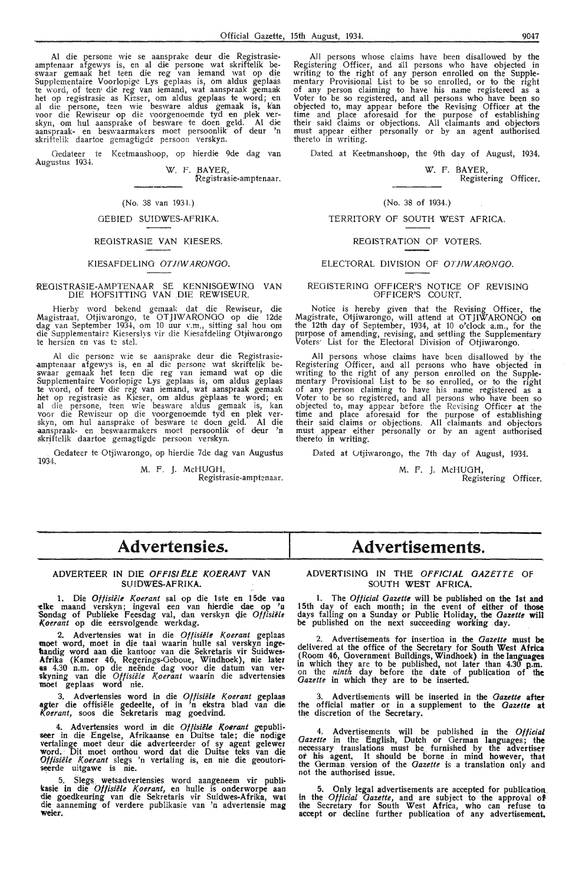Al die persone wie se aansprake deur die Registrasie-amptenaar afgewys is, en al die persone wat skriftelik beswaar gemaak het teen die reg van iemand wat op die Supplementaire Voorlopige Lys geplaas is, om aldus geplaas te word, of teen die reg van iemand, wat aanspraak gemaak het op registrasie as Kieser, om aldus geplaas te word; en al die persone, teen wie besware aldus gemaak is, kan voor die Rewiseur op die voorgenoemde tyd en plek verskyn, om hul aansprake of besware te doen geld. Al die aanspraak- en beswaarmakers moet persoonlik of deur 'n skriftelik daartoe gemagtigde persoon verskyn.

Gedateer te Keetmanshoop, op hierdie 9de dag van Augustus 1934.

W. F. BAYER,
Registrasie-amptenaar.

(No. 38 van 1934.)

GEBIED SUIDWES-AFRIKA.

REGISTRASIE VAN KIESERS.

KIESAFDELING *OTJIWARONGO.*

REGISTRASIE-AMPTENAAR SE KENNISGEWING VAN DIE HOFSITTING VAN DIE REWISEUR.

Hierby word bekend gemaak dat die Rewiseur, die Magistraat, Otjiwarongo, te OTJIWARONGO op die 12de dag van September 1934, om 10 uur v.m., sitting sal hou om die Supplementaire Kieserslys vir die Kiesafdeling Otjiwarongo te hersien en vas te stel.

Al die persone wie se aansprake deur die Registrasie-amptenaar afgewys is, en al die persone wat skriftelik beswaar gemaak het teen die reg van iemand wat op die Supplementaire Voorlopige Lys geplaas is, om aldus geplaas te word, of teen die reg van iemand, wat aanspraak gemaak het op registrasie as Kieser, om aldus geplaas te word; en al die persone, teen wie besware aldus gemaak is, kan voor die Rewiseur op die voorgenoemde tyd en plek verskyn, om hul aansprake of besware te doen geld. Al die aanspraak- en beswaarmakers moet persoonlik of deur 'n skriftelik daartoe gemagtigde persoon verskyn.

Gedateer te Otjiwarongo, op hierdie 7de dag van Augustus 1934.

M. F. J. McHUGH,
Registrasie-amptenaar.

All persons whose claims have been disallowed by the Registering Officer, and all persons who have objected in writing to the right of any person enrolled on the Supplementary Provisional List to be so enrolled, or to the right of any person claiming to have his name registered as a Voter to be so registered, and all persons who have been so objected to, may appear before the Revising Officer at the time and place aforesaid for the purpose of establishing their said claims or objections. All claimants and objectors must appear either personally or by an agent authorised thereto in writing.

Dated at Keetmanshoop, the 9th day of August, 1934.

W. F. BAYER,
Registering Officer.

(No. 38 of 1934.)

TERRITORY OF SOUTH WEST AFRICA.

REGISTRATION OF VOTERS.

ELECTORAL DIVISION OF *OTJIWARONGO.*

REGISTERING OFFICER'S NOTICE OF REVISING OFFICER'S COURT.

Notice is hereby given that the Revising Officer, the Magistrate, Otjiwarongo, will attend at OTJIWARONGO on the 12th day of September, 1934, at 10 o'clock a.m., for the purpose of amending, revising, and settling the Supplementary Voters' List for the Electoral Division of Otjiwarongo.

All persons whose claims have been disallowed by the Registering Officer, and all persons who have objected in writing to the right of any person enrolled on the Supplementary Provisional List to be so enrolled, or to the right of any person claiming to have his name registered as a Voter to be so registered, and all persons who have been so objected to, may appear before the Revising Officer at the time and place aforesaid for the purpose of establishing their said claims or objections. All claimants and objectors must appear either personally or by an agent authorised thereto in writing.

Dated at Otjiwarongo, the 7th day of August, 1934.

M. F. J. McHUGH,
Registering Officer.

# Advertensies.

ADVERTEER IN DIE *OFFISIËLE KOERANT* VAN SUIDWES-AFRIKA.

1. Die *Offisiële Koerant* sal op die 1ste en 15de van elke maand verskyn; ingeval een van hierdie dae op 'n Sondag of Publieke Feesdag val, dan verskyn die *Offisiële Koerant* op die eersvolgende werkdag.

2. Advertensies wat in die *Offisiële Koerant* geplaas moet word, moet in die taal waarin hulle sal verskyn ingehandig word aan die kantoor van die Sekretaris vir Suidwes-Afrika (Kamer 46, Regerings-Geboue, Windhoek), nie later as 4.30 n.m. op die neënde dag voor die datum van verskyning van die *Offisiële Koerant* waarin die advertensies moet geplaas word nie.

3. Advertensies word in die *Offisiële Koerant* geplaas agter die offisiële gedeelte, of in 'n ekstra blad van die *Koerant*, soos die Sekretaris mag goedvind.

4. Advertensies word in die *Offisiële Koerant* gepubliseer in die Engelse, Afrikaanse en Duitse tale; die nodige vertalinge moet deur die adverteerder of sy agent gelewer word. Dit moet onthou word dat die Duitse teks van die *Offisiële Koerant* slegs 'n vertaling is, en nie die geoutoriseerde uitgawe is nie.

5. Slegs wetsadvertensies word aangeneem vir publikasie in die *Offisiële Koerant*, en hulle is onderworpe aan die goedkeuring van die Sekretaris vir Suidwes-Afrika, wat die aanneming of verdere publikasie van 'n advertensie mag weier.

# Advertisements.

ADVERTISING IN THE *OFFICIAL GAZETTE* OF SOUTH WEST AFRICA.

1. The *Official Gazette* will be published on the 1st and 15th day of each month; in the event of either of those days falling on a Sunday or Public Holiday, the *Gazette* will be published on the next succeeding working day.

2. Advertisements for insertion in the *Gazette* must be delivered at the office of the Secretary for South West Africa (Room 46, Government Buildings, Windhoek) in the languages in which they are to be published, not later than 4.30 p.m. on the *ninth* day before the date of publication of the *Gazette* in which they are to be inserted.

3. Advertisements will be inserted in the *Gazette* after the official matter or in a supplement to the *Gazette* at the discretion of the Secretary.

4. Advertisements will be published in the *Official Gazette* in the English, Dutch or German languages; the necessary translations must be furnished by the advertiser or his agent. It should be borne in mind however, that the German version of the *Gazette* is a translation only and not the authorised issue.

5. Only legal advertisements are accepted for publication in the *Official Gazette*, and are subject to the approval of the Secretary for South West Africa, who can refuse to accept or decline further publication of any advertisement.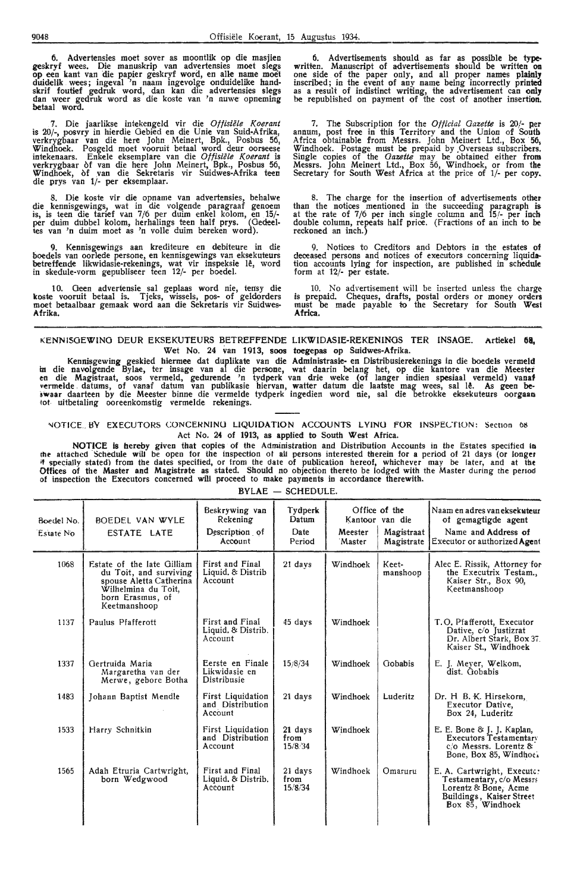6. Advertensies moet sover as moontlik op die masjien geskryf wees. Die manuskrip van advertensies moet slegs op een kant van die papier geskryf word, en alle name moet duidelik wees; ingeval 'n naam ingevolge onduidelike handskrif foutief gedruk word, dan kan die advertensies slegs dan weer gedruk word as die koste van 'n nuwe opneming betaal word.

7. Die jaarlikse intekengeld vir die *Offisiële Koerant* is 20/-, posvry in hierdie Gebied en die Unie van Suid-Afrika, verkrygbaar van die here John Meinert, Bpk., Posbus 56, Windhoek. Posgeld moet vooruit betaal word deur oorseese intekenaars. Enkele eksemplare van die *Offisiële Koerant* is verkrygbaar òf van die here John Meinert, Bpk., Posbus 56, Windhoek, òf van die Sekretaris vir Suidwes-Afrika teen die prys van 1/- per eksemplaar.

8. Die koste vir die opname van advertensies, behalwe die kennisgewings, wat in die volgende paragraaf genoem is, is teen die tarief van 7/6 per duim enkel kolom, en 15/- per duim dubbel kolom, herhalings teen half prys. (Gedeeltes van 'n duim moet as 'n volle duim bereken word).

9. Kennisgewings aan krediteure en debiteure in die boedels van oorlede persone, en kennisgewings van eksekuteurs betreffende likwidasie-rekenings, wat vir inspeksie lê, word in skedule-vorm gepubliseer teen 12/- per boedel.

10. Geen advertensie sal geplaas word nie, tensy die koste vooruit betaal is. Tjeks, wissels, pos- of geldorders moet betaalbaar gemaak word aan die Sekretaris vir Suidwes-Afrika.

6. Advertisements should as far as possible be typewritten. Manuscript of advertisements should be written on one side of the paper only, and all proper names plainly inscribed; in the event of any name being incorrectly printed as a result of indistinct writing, the advertisement can only be republished on payment of the cost of another insertion.

7. The Subscription for the *Official Gazette* is 20/- per annum, post free in this Territory and the Union of South Africa obtainable from Messrs. John Meinert Ltd., Box 56, Windhoek. Postage must be prepaid by Overseas subscribers. Single copies of the *Gazette* may be obtained either from Messrs. John Meinert Ltd., Box 56, Windhoek, or from the Secretary for South West Africa at the price of 1/- per copy.

8. The charge for the insertion of advertisements other than the notices mentioned in the succeeding paragraph is at the rate of 7/6 per inch single column and 15/- per inch double column, repeats half price. (Fractions of an inch to be reckoned an inch.)

9. Notices to Creditors and Debtors in the estates of deceased persons and notices of executors concerning liquidation accounts lying for inspection, are published in schedule form at 12/- per estate.

10. No advertisement will be inserted unless the charge is prepaid. Cheques, drafts, postal orders or money orders must be made payable to the Secretary for South West Africa.

## KENNISGEWING DEUR EKSEKUTEURS BETREFFENDE LIKWIDASIE-REKENINGS TER INSAGE. Artiekel 68, Wet No. 24 van 1913, soos toegepas op Suidwes-Afrika.

Kennisgewing geskied hiermee dat duplikate van die Administrasie- en Distribusierekenings in die boedels vermeld in die navolgende Bylae, ter insage van al die persone, wat daarin belang het, op die kantore van die Meester en die Magistraat, soos vermeld, gedurende 'n tydperk van drie weke (of langer indien spesiaal vermeld) vanaf vermelde datums, of vanaf datum van publikasie hiervan, watter datum die laatste mag wees, sal lê. As geen beswaar daarteen by die Meester binne die vermelde tydperk ingedien word nie, sal die betrokke eksekuteurs oorgaan tot uitbetaling ooreenkomstig vermelde rekenings.

## NOTICE BY EXECUTORS CONCERNING LIQUIDATION ACCOUNTS LYING FOR INSPECTION: Section 68 Act No. 24 of 1913, as applied to South West Africa.

**NOTICE is hereby given** that copies of the Administration and Distribution Accounts in the Estates specified in the attached Schedule will be open for the inspection of all persons interested therein for a period of 21 days (or longer if specially stated) from the dates specified, or from the date of publication hereof, whichever may be later, and at the Offices of the Master and Magistrate as stated. Should no objection thereto be lodged with the Master during the period of inspection the Executors concerned will proceed to make payments in accordance therewith.

BYLAE — SCHEDULE.

| Boedel No. / Estate No | BOEDEL VAN WYLE / ESTATE LATE | Beskrywing van Rekening / Description of Account | Tydperk Datum / Date Period | Office of the Kantoor van die: Meester / Master | Magistraat / Magistrate | Naam en adres van eksekuteur of gemagtigde agent / Name and Address of Executor or authorized Agent |
|---|---|---|---|---|---|---|
| 1068 | Estate of the late Gilliam du Toit, and surviving spouse Aletta Catherina Wilhelmina du Toit, born Erasmus, of Keetmanshoop | First and Final Liquid. & Distrib Account | 21 days | Windhoek | Keetmanshoop | Alec E. Rissik, Attorney for the Executrix Testam., Kaiser Str., Box 90, Keetmanshoop |
| 1137 | Paulus Pfafferott | First and Final Liquid. & Distrib. Account | 45 days | Windhoek | | T. O. Pfafferott, Executor Dative, c/o Justizrat Dr. Albert Stark, Box 37. Kaiser St., Windhoek |
| 1337 | Gertruida Maria Margaretha van der Merwe, gebore Botha | Eerste en Finale Likwidasie en Distribusie | 15/8/34 | Windhoek | Gobabis | E. J. Meyer, Welkom, dist. Gobabis |
| 1483 | Johann Baptist Mendle | First Liquidation and Distribution Account | 21 days | Windhoek | Luderitz | Dr. H. B. K. Hirsekorn, Executor Dative, Box 24, Luderitz |
| 1533 | Harry Schnitkin | First Liquidation and Distribution Account | 21 days from 15/8/34 | Windhoek | | E. E. Bone & J. J. Kaplan, Executors Testamentary c/o Messrs. Lorentz & Bone, Box 85, Windhoek |
| 1565 | Adah Etruria Cartwright, born Wedgwood | First and Final Liquid. & Distrib. Account | 21 days from 15/8/34 | Windhoek | Omaruru | E. A. Cartwright, Executor Testamentary, c/o Messrs Lorentz & Bone, Acme Buildings, Kaiser Street Box 85, Windhoek |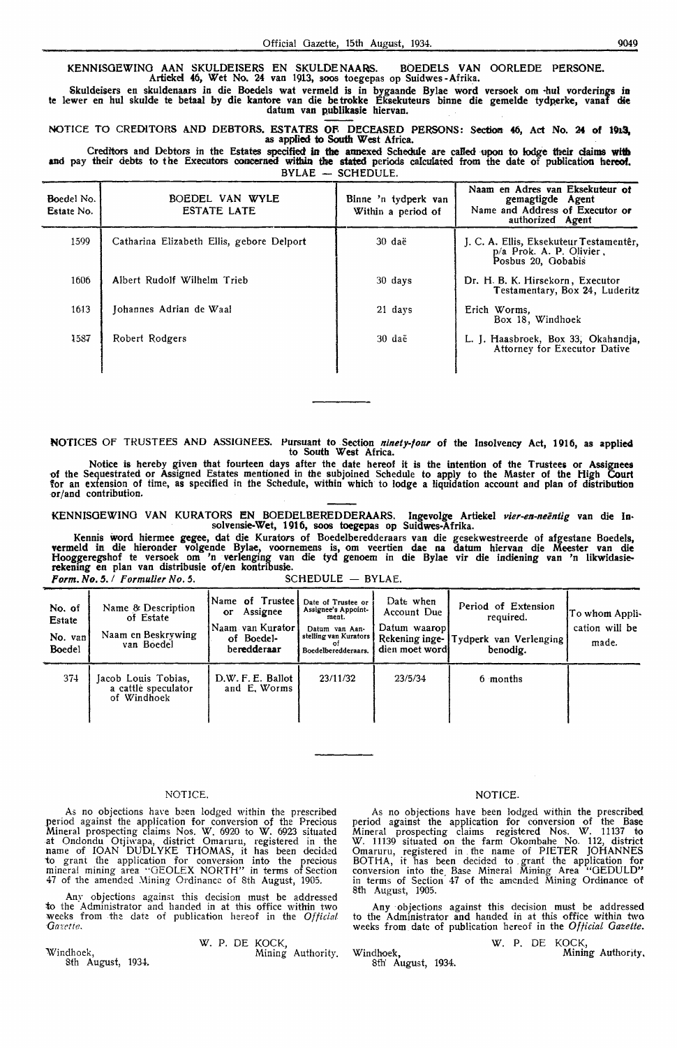KENNISGEWING AAN SKULDEISERS EN SKULDENAARS. BOEDELS VAN OORLEDE PERSONE. Artiekel 46, Wet No. 24 van 1913, soos toegepas op Suidwes-Afrika.

Skuldeisers en skuldenaars in die Boedels vermeld is in bygaande Bylae word versoek om hul vorderings in te lewer en hul skulde te betaal by die kantore van die betrokke Eksekuteurs binne die gemelde tydperke, vanaf die datum van publikasie hiervan.

NOTICE TO CREDITORS AND DEBTORS. ESTATES OF DECEASED PERSONS: Section 46, Act No. 24 of 1913, as applied to South West Africa.

Creditors and Debtors in the Estates specified in the annexed Schedule are called upon to lodge their claims with and pay their debts to the Executors concerned within the stated periods calculated from the date of publication hereof.

BYLAE — SCHEDULE.

| Boedel No. Estate No. | BOEDEL VAN WYLE ESTATE LATE | Binne 'n tydperk van Within a period of | Naam en Adres van Eksekuteur of gemagtigde Agent Name and Address of Executor or authorized Agent |
|---|---|---|---|
| 1599 | Catharina Elizabeth Ellis, gebore Delport | 30 daë | J. C. A. Ellis, Eksekuteur Testamentêr, p/a Prok. A. P. Olivier, Posbus 20, Gobabis |
| 1606 | Albert Rudolf Wilhelm Trieb | 30 days | Dr. H. B. K. Hirsekorn, Executor Testamentary, Box 24, Luderitz |
| 1613 | Johannes Adrian de Waal | 21 days | Erich Worms, Box 18, Windhoek |
| 1587 | Robert Rodgers | 30 daë | L. J. Haasbroek, Box 33, Okahandja, Attorney for Executor Dative |

---

NOTICES OF TRUSTEES AND ASSIGNEES. Pursuant to Section *ninety-four* of the Insolvency Act, 1916, as applied to South West Africa.

Notice is hereby given that fourteen days after the date hereof it is the intention of the Trustees or Assignees of the Sequestrated or Assigned Estates mentioned in the subjoined Schedule to apply to the Master of the High Court for an extension of time, as specified in the Schedule, within which to lodge a liquidation account and plan of distribution or/and contribution.

KENNISGEWING VAN KURATORS EN BOEDELBEREDDERAARS. Ingevolge Artiekel *vier-en-neëntig* van die Insolvensie-Wet, 1916, soos toegepas op Suidwes-Afrika.

Kennis word hiermee gegee, dat die Kurators of Boedelberedderaars van die gesekwestreerde of afgestane Boedels, vermeld in die hieronder volgende Bylae, voornemens is, om veertien dae na datum hiervan die Meester van die Hooggeregshof te versoek om 'n verlenging van die tyd genoem in die Bylae vir die indiening van 'n likwidasie-rekening en plan van distribusie of/en kontribusie.

*Form. No. 5. / Formulier No. 5.* SCHEDULE — BYLAE.

| No. of Estate / No. van Boedel | Name & Description of Estate / Naam en Beskrywing van Boedel | Name of Trustee or Assignee / Naam van Kurator of Boedel-beredderaar | Date of Trustee or Assignee's Appointment. / Datum van Aanstelling van Kurators of Boedelberedderaars. | Date when Account Due / Datum waarop Rekening ingedien moet word | Period of Extension required. / Tydperk van Verlenging benodig. | To whom Application will be made. |
|---|---|---|---|---|---|---|
| 374 | Jacob Louis Tobias, a cattle speculator of Windhoek | D.W. F. E. Ballot and E. Worms | 23/11/32 | 23/5/34 | 6 months | |

---

NOTICE.

As no objections have been lodged within the prescribed period against the application for conversion of the Precious Mineral prospecting claims Nos. W. 6920 to W. 6923 situated at Ondondu Otjiwapa, district Omaruru, registered in the name of IOAN DUDLYKE THOMAS, it has been decided to grant the application for conversion into the precious mineral mining area "GEOLEX NORTH" in terms of Section 47 of the amended Mining Ordinance of 8th August, 1905.

Any objections against this decision must be addressed to the Administrator and handed in at this office within two weeks from the date of publication hereof in the *Official Gazette*.

W. P. DE KOCK,
Mining Authority.

Windhoek,
8th August, 1934.

NOTICE.

As no objections have been lodged within the prescribed period against the application for conversion of the Base Mineral prospecting claims registered Nos. W. 11137 to W. 11139 situated on the farm Okombahe No. 112, district Omaruru, registered in the name of PIETER JOHANNES BOTHA, it has been decided to grant the application for conversion into the Base Mineral Mining Area "GEDULD" in terms of Section 47 of the amended Mining Ordinance of 8th August, 1905.

Any objections against this decision must be addressed to the Administrator and handed in at this office within two weeks from date of publication hereof in the *Official Gazette*.

W. P. DE KOCK,
Mining Authority.

Windhoek,
8th August, 1934.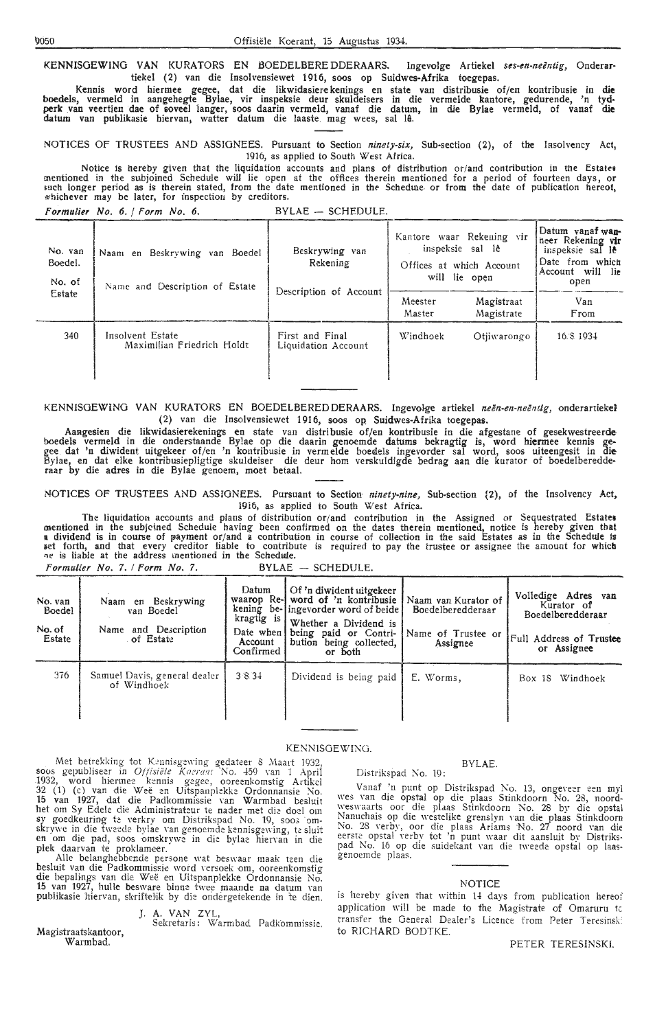KENNISGEWING VAN KURATORS EN BOEDELBEREDDERAARS. Ingevolge Artiekel *ses-en-neëntig*, Onderartiekel (2) van die Insolvensiewet 1916, soos op Suidwes-Afrika toegepas.

Kennis word hiermee gegee, dat die likwidasierekenings en state van distribusie of/en kontribusie in die boedels, vermeld in aangehegte Bylae, vir inspeksie deur skuldeisers in die vermelde kantore, gedurende, 'n tydperk van veertien dae of soveel langer, soos daarin vermeld, vanaf die datum, in die Bylae vermeld, of vanaf die datum van publikasie hiervan, watter datum die laaste mag wees, sal lê.

NOTICES OF TRUSTEES AND ASSIGNEES. Pursuant to Section *ninety-six*, Sub-section (2), of the Insolvency Act, 1916, as applied to South West Africa.

Notice is hereby given that the liquidation accounts and plans of distribution or/and contribution in the Estates mentioned in the subjoined Schedule will lie open at the offices therein mentioned for a period of fourteen days, or such longer period as is therein stated, from the date mentioned in the Schedule or from the date of publication hereof, whichever may be later, for inspection by creditors.

*Formulier No. 6. / Form No. 6.* BYLAE — SCHEDULE.

| No. van Boedel. / No. of Estate | Naam en Beskrywing van Boedel / Name and Description of Estate | Beskrywing van Rekening / Description of Account | Kantore waar Rekening vir inspeksie sal lê / Offices at which Account will lie open | | Datum vanaf wanneer Rekening vir inspeksie sal lê / Date from which Account will lie open |
|---|---|---|---|---|---|
| | | | Meester / Master | Magistraat / Magistrate | Van / From |
| 340 | Insolvent Estate Maximilian Friedrich Holdt | First and Final Liquidation Account | Windhoek | Otjiwarongo | 16/8 1934 |

KENNISGEWING VAN KURATORS EN BOEDELBEREDDERAARS. Ingevolge artiekel *neën-en-neëntig*, onderartiekel (2) van die Insolvensiewet 1916, soos op Suidwes-Afrika toegepas.

Aangesien die likwidasierekenings en state van distribusie of/en kontribusie in die afgestane of gesekwestreerde boedels vermeld in die onderstaande Bylae op die daarin genoemde datums bekragtig is, word hiermee kennis gegee dat 'n diwident uitgekeer of/en 'n kontribusie in vermelde boedels ingevorder sal word, soos uiteengesit in die Bylae, en dat elke kontribusiepligtige skuldeiser die deur hom verskuldigde bedrag aan die kurator of boedelberedderaar by die adres in die Bylae genoem, moet betaal.

NOTICES OF TRUSTEES AND ASSIGNEES. Pursuant to Section *ninety-nine*, Sub-section (2), of the Insolvency Act, 1916, as applied to South West Africa.

The liquidation accounts and plans of distribution or/and contribution in the Assigned or Sequestrated Estates mentioned in the subjoined Schedule having been confirmed on the dates therein mentioned, notice is hereby given that a dividend is in course of payment or/and a contribution in course of collection in the said Estates as in the Schedule is set forth, and that every creditor liable to contribute is required to pay the trustee or assignee the amount for which he is liable at the address mentioned in the Schedule.

*Formulier No. 7. / Form No. 7.* BYLAE — SCHEDULE.

| No. van Boedel / No. of Estate | Naam en Beskrywing van Boedel / Name and Description of Estate | Datum waarop Rekening bekragtig is / Date when Account Confirmed | Of 'n diwident uitgekeer word of 'n kontribusie ingevorder word of beide / Whether a Dividend is being paid or Contribution being collected, or both | Naam van Kurator of Boedelberedderaar / Name of Trustee or Assignee | Volledige Adres van Kurator of Boedelberedderaar / Full Address of Trustee or Assignee |
|---|---|---|---|---|---|
| 376 | Samuel Davis, general dealer of Windhoek | 3/8/34 | Dividend is being paid | E. Worms, | Box 18 Windhoek |

KENNISGEWING.

Met betrekking tot Kennisgewing gedateer 8 Maart 1932, soos gepubliseer in *Offisiële Koerant* No. 459 van 1 April 1932, word hiermee kennis gegee, ooreenkomstig Artikel 32 (1) (c) van die Weë en Uitspanplekke Ordonnansie No. 15 van 1927, dat die Padkommissie van Warmbad besluit het om Sy Edele die Administrateur te nader met die doel om sy goedkeuring te verkry om Distrikspad No. 19, soos omskrywe in die tweede bylae van genoemde kennisgewing, te sluit en om die pad, soos omskrywe in die bylae hiervan in die plek daarvan te proklameer.

Alle belanghebbende persone wat beswaar maak teen die besluit van die Padkommissie word versoek om, ooreenkomstig die bepalings van die Weë en Uitspanplekke Ordonnansie No. 15 van 1927, hulle besware binne twee maande na datum van publikasie hiervan, skriftelik by die ondergetekende in te dien.

J. A. VAN ZYL,
Sekretaris: Warmbad Padkommissie.

Magistraatskantoor,
Warmbad.

BYLAE.

Distrikspad No. 19:

Vanaf 'n punt op Distrikspad No. 13, ongeveer een myl wes van die opstal op die plaas Stinkdoorn No. 28, noordweswaarts oor die plaas Stinkdoorn No. 28 by die opstal Nanuchais op die westelike grenslyn van die plaas Stinkdoorn No. 28 verby, oor die plaas Ariams No. 27 noord van die eerste opstal verby tot 'n punt waar dit aansluit by Distrikspad No. 16 op die suidekant van die tweede opstal op laasgenoemde plaas.

NOTICE

is hereby given that within 14 days from publication hereof application will be made to the Magistrate of Omaruru to transfer the General Dealer's Licence from Peter Teresinski to RICHARD BODTKE.

PETER TERESINSKI.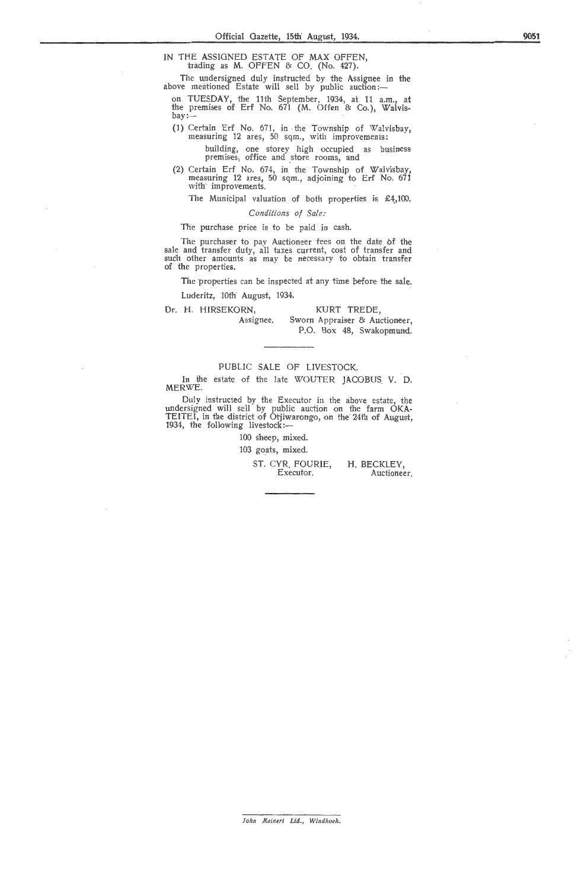IN THE ASSIGNED ESTATE OF MAX OFFEN, trading as M. OFFEN & CO. (No. 427).

The undersigned duly instructed by the Assignee in the above mentioned Estate will sell by public auction:—

on TUESDAY, the 11th September, 1934, at 11 a.m., at the premises of Erf No. 671 (M. Offen & Co.), Walvisbay:—

(1) Certain Erf No. 671, in the Township of Walvisbay, measuring 12 ares, 50 sqm., with improvements:

building, one storey high occupied as business premises, office and store rooms, and

(2) Certain Erf No. 674, in the Township of Walvisbay, measuring 12 ares, 50 sqm., adjoining to Erf No. 671 with improvements.

The Municipal valuation of both properties is £4,100.

*Conditions of Sale:*

The purchase price is to be paid in cash.

The purchaser to pay Auctioneer fees on the date of the sale and transfer duty, all taxes current, cost of transfer and such other amounts as may be necessary to obtain transfer of the properties.

The properties can be inspected at any time before the sale.

Luderitz, 10th August, 1934.

Dr. H. HIRSEKORN, Assignee.

KURT TREDE, Sworn Appraiser & Auctioneer, P.O. Box 48, Swakopmund.

---

PUBLIC SALE OF LIVESTOCK.

In the estate of the late WOUTER JACOBUS V. D. MERWE.

Duly instructed by the Executor in the above estate, the undersigned will sell by public auction on the farm OKATEITEI, in the district of Otjiwarongo, on the 24th of August, 1934, the following livestock:—

100 sheep, mixed.

103 goats, mixed.

ST. CYR. FOURIE, Executor.

H. BECKLEY, Auctioneer.

---

*John Meinert Ltd., Windhoek.*